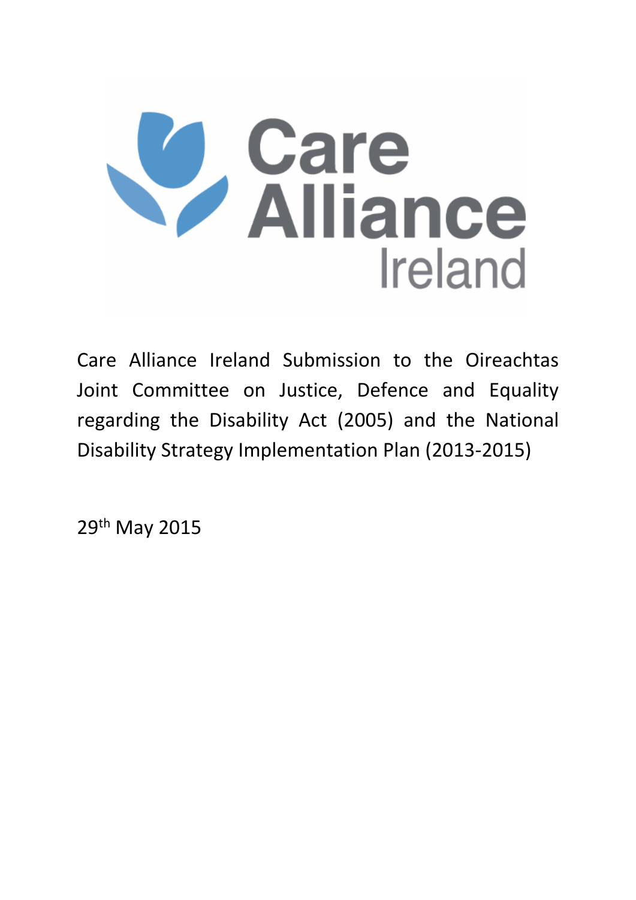Care Alliance Ireland

Care Alliance Ireland Submission to the Oireachtas Joint Committee on Justice, Defence and Equality regarding the Disability Act (2005) and the National Disability Strategy Implementation Plan (2013-2015)

29th May 2015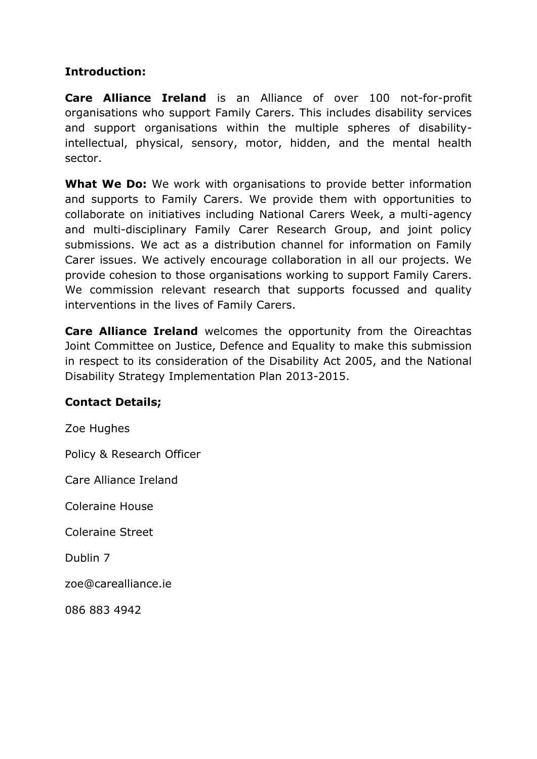**Introduction:**

**Care Alliance Ireland** is an Alliance of over 100 not-for-profit organisations who support Family Carers. This includes disability services and support organisations within the multiple spheres of disability- intellectual, physical, sensory, motor, hidden, and the mental health sector.

**What We Do:** We work with organisations to provide better information and supports to Family Carers. We provide them with opportunities to collaborate on initiatives including National Carers Week, a multi-agency and multi-disciplinary Family Carer Research Group, and joint policy submissions. We act as a distribution channel for information on Family Carer issues. We actively encourage collaboration in all our projects. We provide cohesion to those organisations working to support Family Carers. We commission relevant research that supports focussed and quality interventions in the lives of Family Carers.

**Care Alliance Ireland** welcomes the opportunity from the Oireachtas Joint Committee on Justice, Defence and Equality to make this submission in respect to its consideration of the Disability Act 2005, and the National Disability Strategy Implementation Plan 2013-2015.

**Contact Details;**

Zoe Hughes

Policy & Research Officer

Care Alliance Ireland

Coleraine House

Coleraine Street

Dublin 7

zoe@carealliance.ie

086 883 4942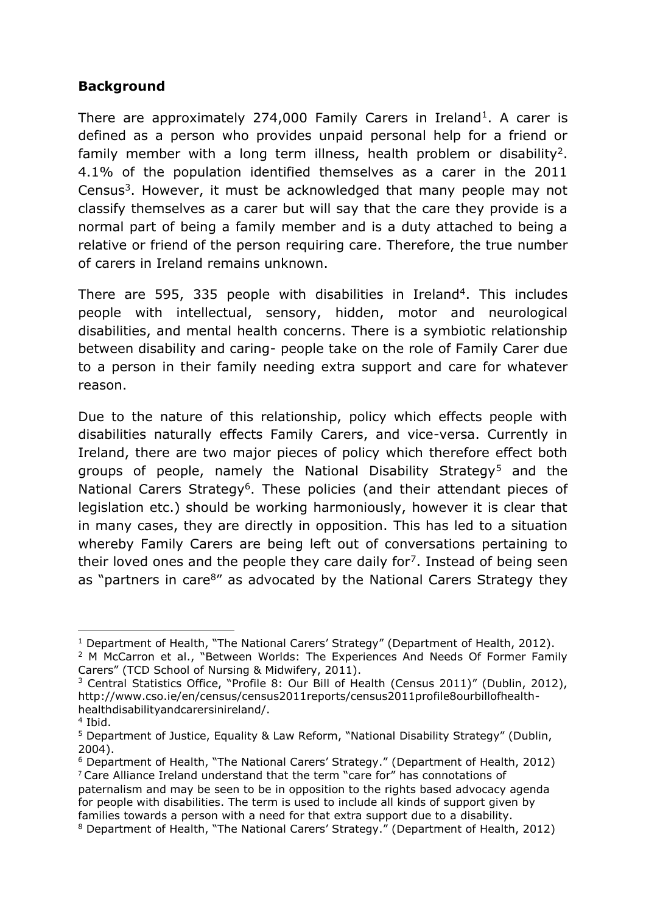## Background

There are approximately 274,000 Family Carers in Ireland[1]. A carer is defined as a person who provides unpaid personal help for a friend or family member with a long term illness, health problem or disability[2]. 4.1% of the population identified themselves as a carer in the 2011 Census[3]. However, it must be acknowledged that many people may not classify themselves as a carer but will say that the care they provide is a normal part of being a family member and is a duty attached to being a relative or friend of the person requiring care. Therefore, the true number of carers in Ireland remains unknown.

There are 595, 335 people with disabilities in Ireland[4]. This includes people with intellectual, sensory, hidden, motor and neurological disabilities, and mental health concerns. There is a symbiotic relationship between disability and caring- people take on the role of Family Carer due to a person in their family needing extra support and care for whatever reason.

Due to the nature of this relationship, policy which effects people with disabilities naturally effects Family Carers, and vice-versa. Currently in Ireland, there are two major pieces of policy which therefore effect both groups of people, namely the National Disability Strategy[5] and the National Carers Strategy[6]. These policies (and their attendant pieces of legislation etc.) should be working harmoniously, however it is clear that in many cases, they are directly in opposition. This has led to a situation whereby Family Carers are being left out of conversations pertaining to their loved ones and the people they care daily for[7]. Instead of being seen as "partners in care[8]" as advocated by the National Carers Strategy they

---

[1] Department of Health, "The National Carers' Strategy" (Department of Health, 2012).

[2] M McCarron et al., "Between Worlds: The Experiences And Needs Of Former Family Carers" (TCD School of Nursing & Midwifery, 2011).

[3] Central Statistics Office, "Profile 8: Our Bill of Health (Census 2011)" (Dublin, 2012), http://www.cso.ie/en/census/census2011reports/census2011profile8ourbillofhealth-healthdisabilityandcarersinireland/.

[4] Ibid.

[5] Department of Justice, Equality & Law Reform, "National Disability Strategy" (Dublin, 2004).

[6] Department of Health, "The National Carers' Strategy." (Department of Health, 2012)

[7] Care Alliance Ireland understand that the term "care for" has connotations of paternalism and may be seen to be in opposition to the rights based advocacy agenda for people with disabilities. The term is used to include all kinds of support given by families towards a person with a need for that extra support due to a disability.

[8] Department of Health, "The National Carers' Strategy." (Department of Health, 2012)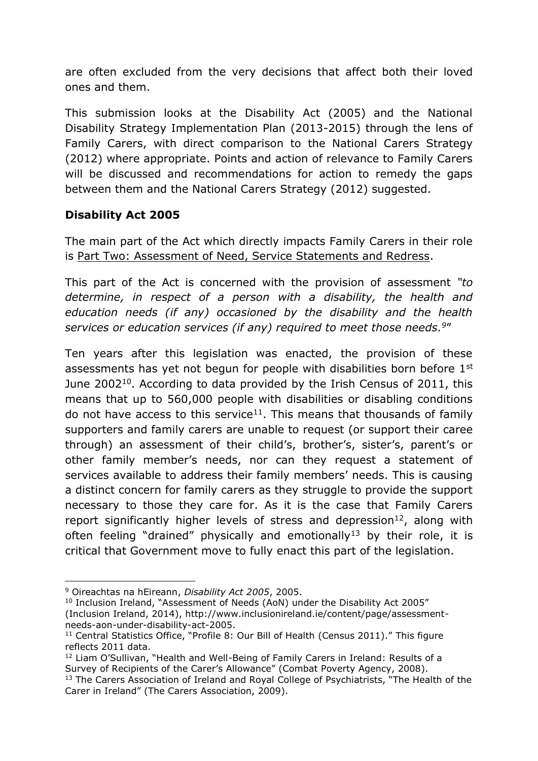are often excluded from the very decisions that affect both their loved ones and them.

This submission looks at the Disability Act (2005) and the National Disability Strategy Implementation Plan (2013-2015) through the lens of Family Carers, with direct comparison to the National Carers Strategy (2012) where appropriate. Points and action of relevance to Family Carers will be discussed and recommendations for action to remedy the gaps between them and the National Carers Strategy (2012) suggested.

**Disability Act 2005**

The main part of the Act which directly impacts Family Carers in their role is Part Two: Assessment of Need, Service Statements and Redress.

This part of the Act is concerned with the provision of assessment *"to determine, in respect of a person with a disability, the health and education needs (if any) occasioned by the disability and the health services or education services (if any) required to meet those needs.*[9]"

Ten years after this legislation was enacted, the provision of these assessments has yet not begun for people with disabilities born before 1st June 2002[10]. According to data provided by the Irish Census of 2011, this means that up to 560,000 people with disabilities or disabling conditions do not have access to this service[11]. This means that thousands of family supporters and family carers are unable to request (or support their caree through) an assessment of their child's, brother's, sister's, parent's or other family member's needs, nor can they request a statement of services available to address their family members' needs. This is causing a distinct concern for family carers as they struggle to provide the support necessary to those they care for. As it is the case that Family Carers report significantly higher levels of stress and depression[12], along with often feeling "drained" physically and emotionally[13] by their role, it is critical that Government move to fully enact this part of the legislation.

---

[9] Oireachtas na hEireann, *Disability Act 2005*, 2005.

[10] Inclusion Ireland, "Assessment of Needs (AoN) under the Disability Act 2005" (Inclusion Ireland, 2014), http://www.inclusionireland.ie/content/page/assessment-needs-aon-under-disability-act-2005.

[11] Central Statistics Office, "Profile 8: Our Bill of Health (Census 2011)." This figure reflects 2011 data.

[12] Liam O'Sullivan, "Health and Well-Being of Family Carers in Ireland: Results of a Survey of Recipients of the Carer's Allowance" (Combat Poverty Agency, 2008).

[13] The Carers Association of Ireland and Royal College of Psychiatrists, "The Health of the Carer in Ireland" (The Carers Association, 2009).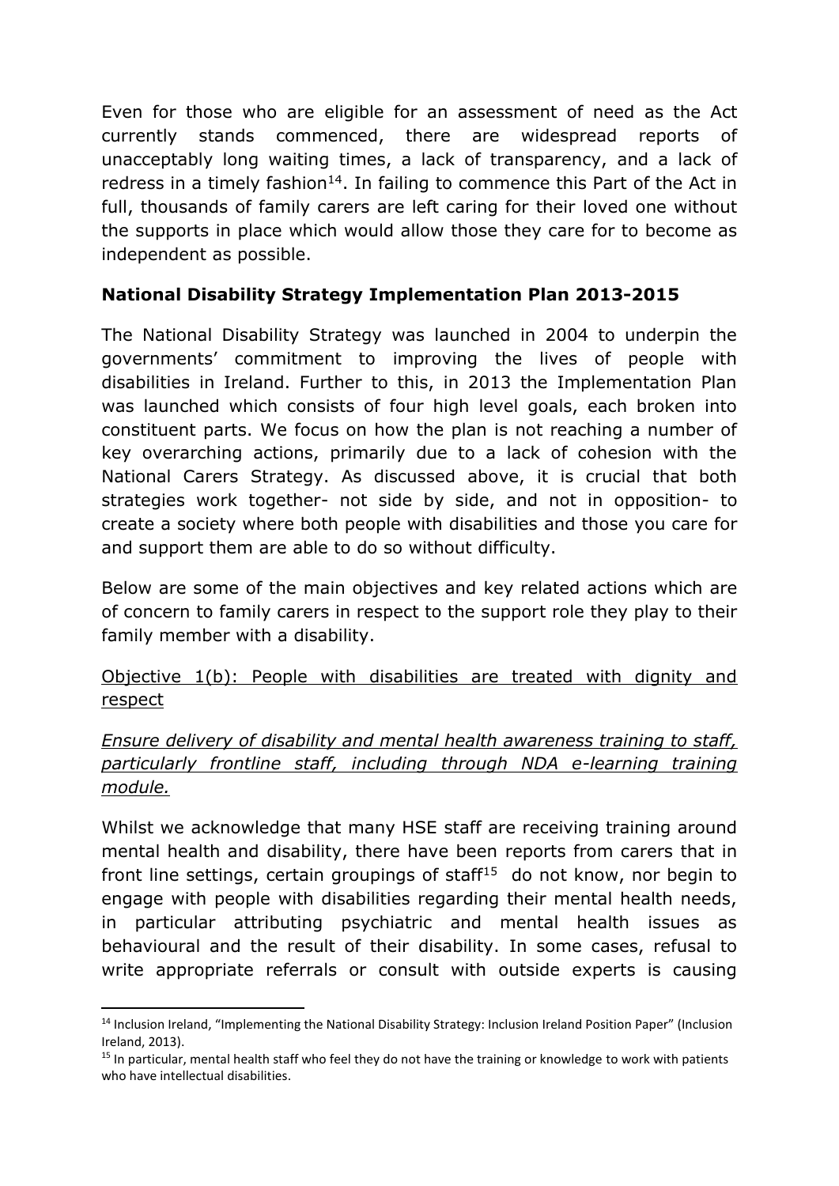Even for those who are eligible for an assessment of need as the Act currently stands commenced, there are widespread reports of unacceptably long waiting times, a lack of transparency, and a lack of redress in a timely fashion[14]. In failing to commence this Part of the Act in full, thousands of family carers are left caring for their loved one without the supports in place which would allow those they care for to become as independent as possible.

### National Disability Strategy Implementation Plan 2013-2015

The National Disability Strategy was launched in 2004 to underpin the governments' commitment to improving the lives of people with disabilities in Ireland. Further to this, in 2013 the Implementation Plan was launched which consists of four high level goals, each broken into constituent parts. We focus on how the plan is not reaching a number of key overarching actions, primarily due to a lack of cohesion with the National Carers Strategy. As discussed above, it is crucial that both strategies work together- not side by side, and not in opposition- to create a society where both people with disabilities and those you care for and support them are able to do so without difficulty.

Below are some of the main objectives and key related actions which are of concern to family carers in respect to the support role they play to their family member with a disability.

<u>Objective 1(b): People with disabilities are treated with dignity and respect</u>

*<u>Ensure delivery of disability and mental health awareness training to staff, particularly frontline staff, including through NDA e-learning training module.</u>*

Whilst we acknowledge that many HSE staff are receiving training around mental health and disability, there have been reports from carers that in front line settings, certain groupings of staff[15] do not know, nor begin to engage with people with disabilities regarding their mental health needs, in particular attributing psychiatric and mental health issues as behavioural and the result of their disability. In some cases, refusal to write appropriate referrals or consult with outside experts is causing

[14] Inclusion Ireland, "Implementing the National Disability Strategy: Inclusion Ireland Position Paper" (Inclusion Ireland, 2013).

[15] In particular, mental health staff who feel they do not have the training or knowledge to work with patients who have intellectual disabilities.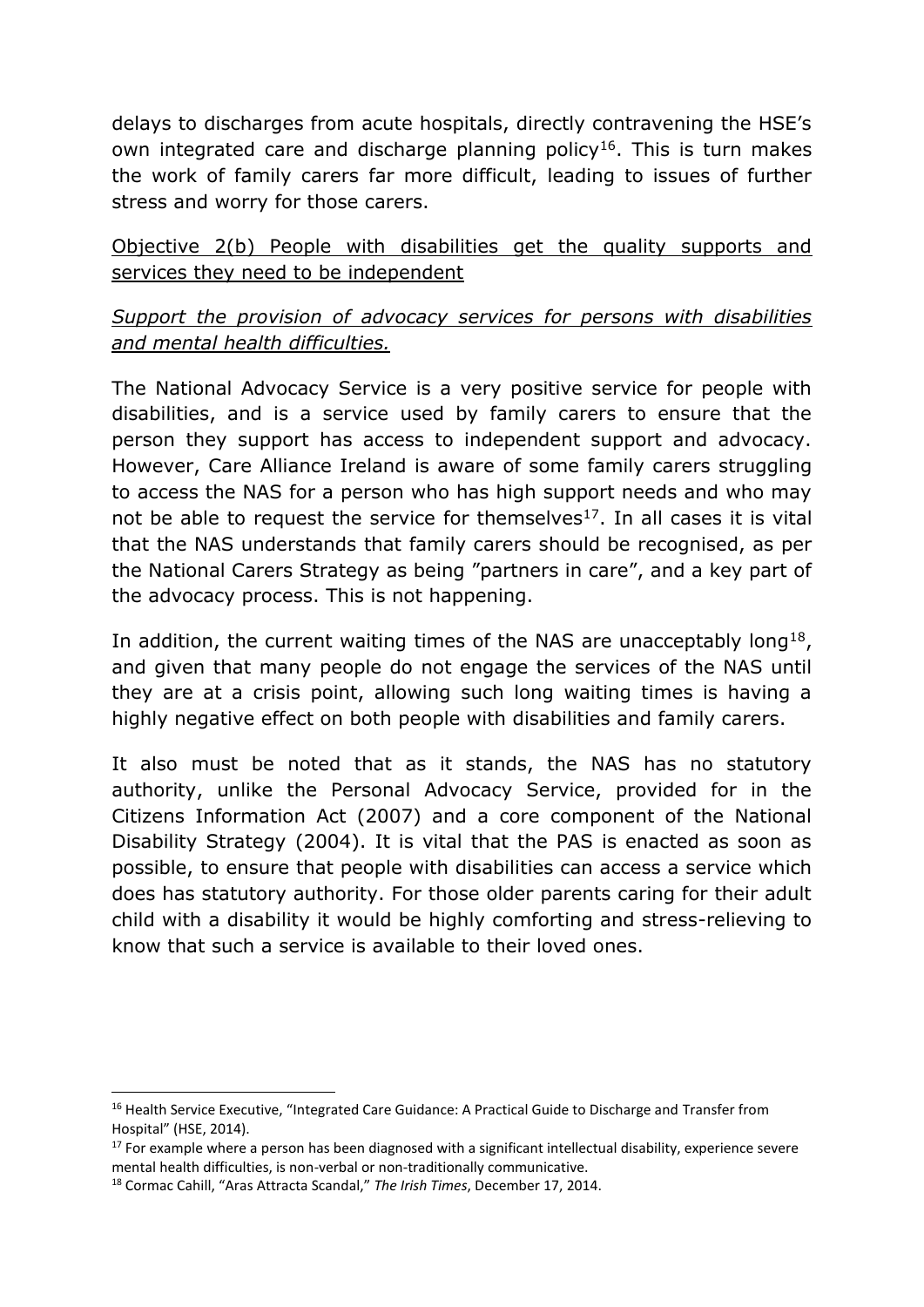delays to discharges from acute hospitals, directly contravening the HSE's own integrated care and discharge planning policy[16]. This is turn makes the work of family carers far more difficult, leading to issues of further stress and worry for those carers.

<u>Objective 2(b) People with disabilities get the quality supports and services they need to be independent</u>

*<u>Support the provision of advocacy services for persons with disabilities and mental health difficulties.</u>*

The National Advocacy Service is a very positive service for people with disabilities, and is a service used by family carers to ensure that the person they support has access to independent support and advocacy. However, Care Alliance Ireland is aware of some family carers struggling to access the NAS for a person who has high support needs and who may not be able to request the service for themselves[17]. In all cases it is vital that the NAS understands that family carers should be recognised, as per the National Carers Strategy as being "partners in care", and a key part of the advocacy process. This is not happening.

In addition, the current waiting times of the NAS are unacceptably long[18], and given that many people do not engage the services of the NAS until they are at a crisis point, allowing such long waiting times is having a highly negative effect on both people with disabilities and family carers.

It also must be noted that as it stands, the NAS has no statutory authority, unlike the Personal Advocacy Service, provided for in the Citizens Information Act (2007) and a core component of the National Disability Strategy (2004). It is vital that the PAS is enacted as soon as possible, to ensure that people with disabilities can access a service which does has statutory authority. For those older parents caring for their adult child with a disability it would be highly comforting and stress-relieving to know that such a service is available to their loved ones.

---

[16] Health Service Executive, "Integrated Care Guidance: A Practical Guide to Discharge and Transfer from Hospital" (HSE, 2014).

[17] For example where a person has been diagnosed with a significant intellectual disability, experience severe mental health difficulties, is non-verbal or non-traditionally communicative.

[18] Cormac Cahill, "Aras Attracta Scandal," *The Irish Times*, December 17, 2014.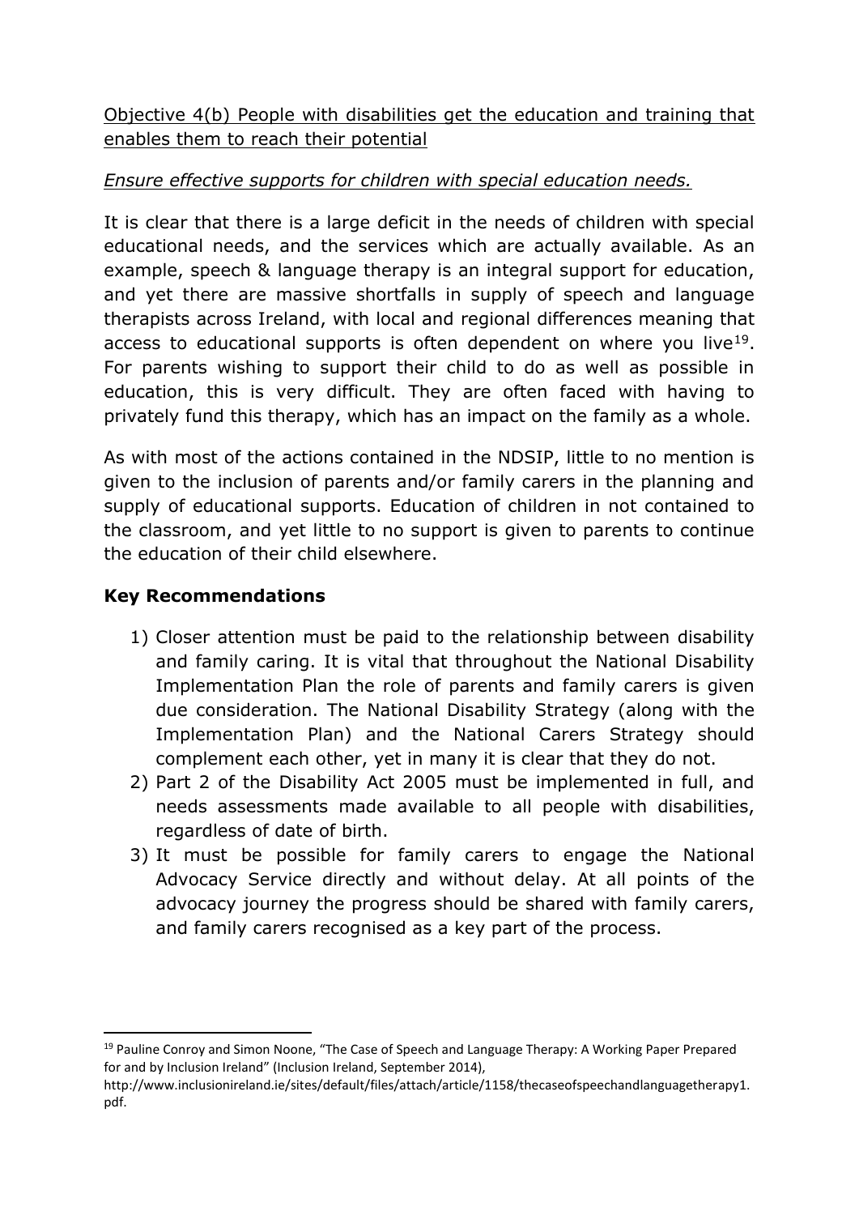Objective 4(b) People with disabilities get the education and training that enables them to reach their potential

*Ensure effective supports for children with special education needs.*

It is clear that there is a large deficit in the needs of children with special educational needs, and the services which are actually available. As an example, speech & language therapy is an integral support for education, and yet there are massive shortfalls in supply of speech and language therapists across Ireland, with local and regional differences meaning that access to educational supports is often dependent on where you live[19]. For parents wishing to support their child to do as well as possible in education, this is very difficult. They are often faced with having to privately fund this therapy, which has an impact on the family as a whole.

As with most of the actions contained in the NDSIP, little to no mention is given to the inclusion of parents and/or family carers in the planning and supply of educational supports. Education of children in not contained to the classroom, and yet little to no support is given to parents to continue the education of their child elsewhere.

## Key Recommendations

1) Closer attention must be paid to the relationship between disability and family caring. It is vital that throughout the National Disability Implementation Plan the role of parents and family carers is given due consideration. The National Disability Strategy (along with the Implementation Plan) and the National Carers Strategy should complement each other, yet in many it is clear that they do not.
2) Part 2 of the Disability Act 2005 must be implemented in full, and needs assessments made available to all people with disabilities, regardless of date of birth.
3) It must be possible for family carers to engage the National Advocacy Service directly and without delay. At all points of the advocacy journey the progress should be shared with family carers, and family carers recognised as a key part of the process.

[19] Pauline Conroy and Simon Noone, "The Case of Speech and Language Therapy: A Working Paper Prepared for and by Inclusion Ireland" (Inclusion Ireland, September 2014), http://www.inclusionireland.ie/sites/default/files/attach/article/1158/thecaseofspeechandlanguagetherapy1.pdf.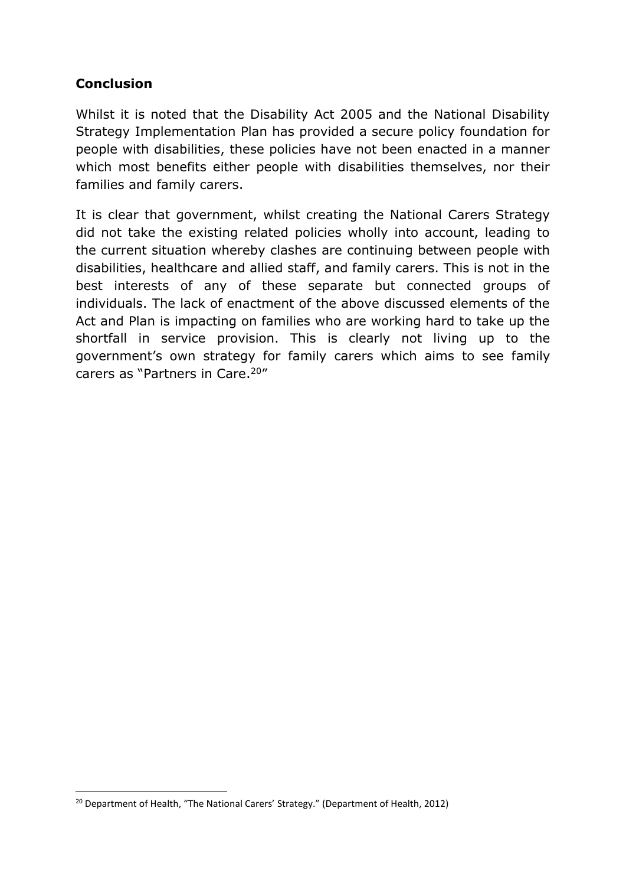## Conclusion

Whilst it is noted that the Disability Act 2005 and the National Disability Strategy Implementation Plan has provided a secure policy foundation for people with disabilities, these policies have not been enacted in a manner which most benefits either people with disabilities themselves, nor their families and family carers.

It is clear that government, whilst creating the National Carers Strategy did not take the existing related policies wholly into account, leading to the current situation whereby clashes are continuing between people with disabilities, healthcare and allied staff, and family carers. This is not in the best interests of any of these separate but connected groups of individuals. The lack of enactment of the above discussed elements of the Act and Plan is impacting on families who are working hard to take up the shortfall in service provision. This is clearly not living up to the government's own strategy for family carers which aims to see family carers as "Partners in Care.[20]"

---

[20] Department of Health, "The National Carers' Strategy." (Department of Health, 2012)